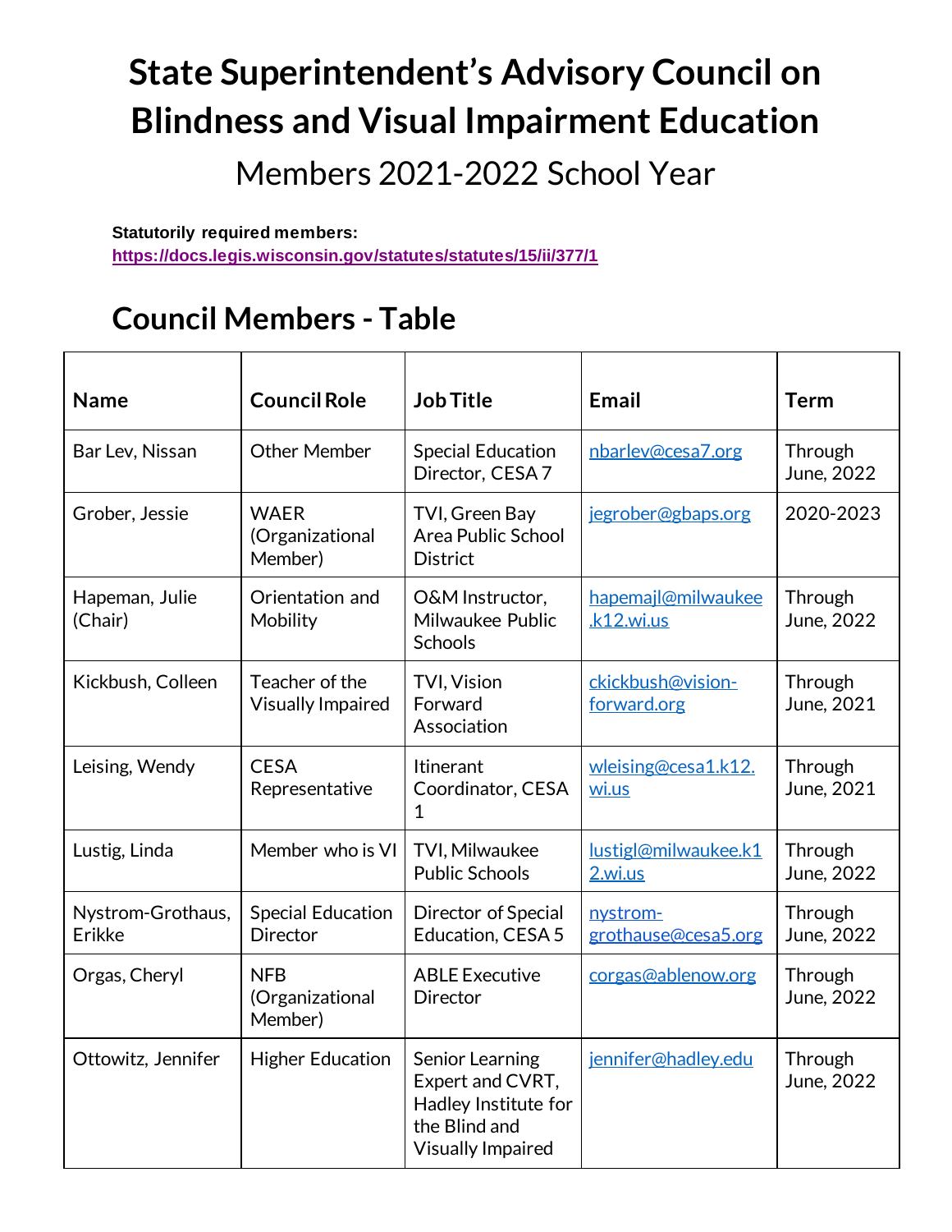# State Superintendent's Advisory Council on Blindness and Visual Impairment Education

Members 2021-2022 School Year

**Statutorily required members:**
**https://docs.legis.wisconsin.gov/statutes/statutes/15/ii/377/1**

## Council Members - Table

| Name | Council Role | Job Title | Email | Term |
|---|---|---|---|---|
| Bar Lev, Nissan | Other Member | Special Education Director, CESA 7 | nbarlev@cesa7.org | Through June, 2022 |
| Grober, Jessie | WAER (Organizational Member) | TVI, Green Bay Area Public School District | jegrober@gbaps.org | 2020-2023 |
| Hapeman, Julie (Chair) | Orientation and Mobility | O&M Instructor, Milwaukee Public Schools | hapemajl@milwaukee.k12.wi.us | Through June, 2022 |
| Kickbush, Colleen | Teacher of the Visually Impaired | TVI, Vision Forward Association | ckickbush@vision-forward.org | Through June, 2021 |
| Leising, Wendy | CESA Representative | Itinerant Coordinator, CESA 1 | wleising@cesa1.k12.wi.us | Through June, 2021 |
| Lustig, Linda | Member who is VI | TVI, Milwaukee Public Schools | lustigl@milwaukee.k12.wi.us | Through June, 2022 |
| Nystrom-Grothaus, Erikke | Special Education Director | Director of Special Education, CESA 5 | nystrom-grothause@cesa5.org | Through June, 2022 |
| Orgas, Cheryl | NFB (Organizational Member) | ABLE Executive Director | corgas@ablenow.org | Through June, 2022 |
| Ottowitz, Jennifer | Higher Education | Senior Learning Expert and CVRT, Hadley Institute for the Blind and Visually Impaired | jennifer@hadley.edu | Through June, 2022 |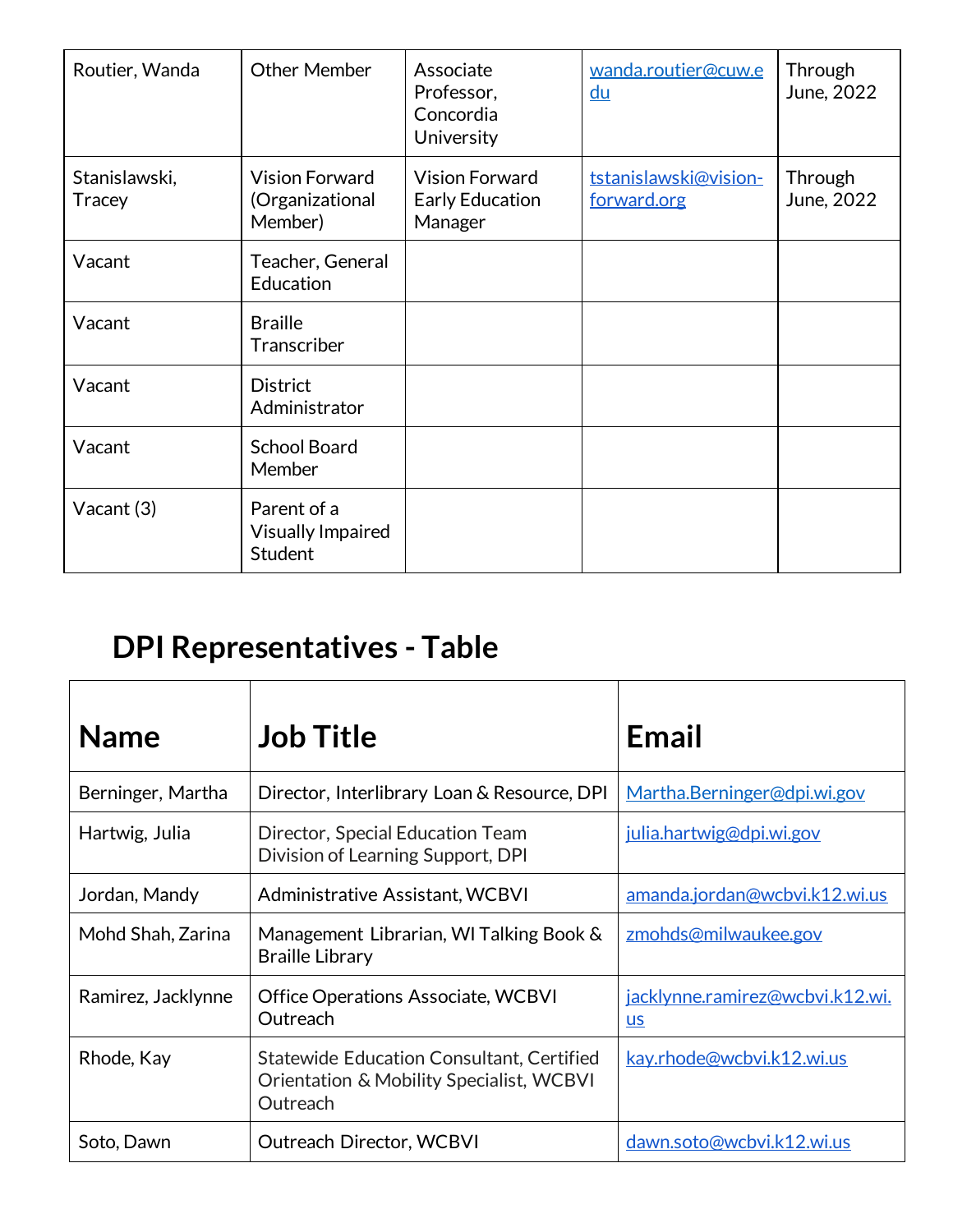| | | | | |
|---|---|---|---|---|
| Routier, Wanda | Other Member | Associate Professor, Concordia University | wanda.routier@cuw.edu | Through June, 2022 |
| Stanislawski, Tracey | Vision Forward (Organizational Member) | Vision Forward Early Education Manager | tstanislawski@vision-forward.org | Through June, 2022 |
| Vacant | Teacher, General Education | | | |
| Vacant | Braille Transcriber | | | |
| Vacant | District Administrator | | | |
| Vacant | School Board Member | | | |
| Vacant (3) | Parent of a Visually Impaired Student | | | |

## DPI Representatives - Table

| Name | Job Title | Email |
|---|---|---|
| Berninger, Martha | Director, Interlibrary Loan & Resource, DPI | Martha.Berninger@dpi.wi.gov |
| Hartwig, Julia | Director, Special Education Team Division of Learning Support, DPI | julia.hartwig@dpi.wi.gov |
| Jordan, Mandy | Administrative Assistant, WCBVI | amanda.jordan@wcbvi.k12.wi.us |
| Mohd Shah, Zarina | Management Librarian, WI Talking Book & Braille Library | zmohds@milwaukee.gov |
| Ramirez, Jacklynne | Office Operations Associate, WCBVI Outreach | jacklynne.ramirez@wcbvi.k12.wi.us |
| Rhode, Kay | Statewide Education Consultant, Certified Orientation & Mobility Specialist, WCBVI Outreach | kay.rhode@wcbvi.k12.wi.us |
| Soto, Dawn | Outreach Director, WCBVI | dawn.soto@wcbvi.k12.wi.us |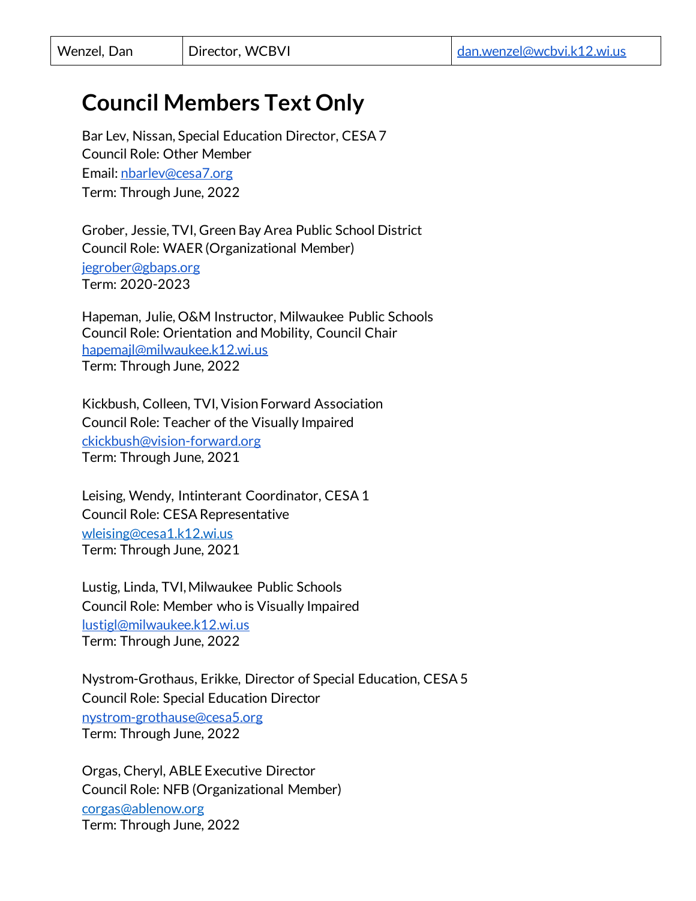| Wenzel, Dan | Director, WCBVI | dan.wenzel@wcbvi.k12.wi.us |
| --- | --- | --- |

# Council Members Text Only

Bar Lev, Nissan, Special Education Director, CESA 7
Council Role: Other Member
Email: nbarlev@cesa7.org
Term: Through June, 2022

Grober, Jessie, TVI, Green Bay Area Public School District
Council Role: WAER (Organizational Member)
jegrober@gbaps.org
Term: 2020-2023

Hapeman, Julie, O&M Instructor, Milwaukee Public Schools
Council Role: Orientation and Mobility, Council Chair
hapemajl@milwaukee.k12.wi.us
Term: Through June, 2022

Kickbush, Colleen, TVI, Vision Forward Association
Council Role: Teacher of the Visually Impaired
ckickbush@vision-forward.org
Term: Through June, 2021

Leising, Wendy, Intinterant Coordinator, CESA 1
Council Role: CESA Representative
wleising@cesa1.k12.wi.us
Term: Through June, 2021

Lustig, Linda, TVI, Milwaukee Public Schools
Council Role: Member who is Visually Impaired
lustigl@milwaukee.k12.wi.us
Term: Through June, 2022

Nystrom-Grothaus, Erikke, Director of Special Education, CESA 5
Council Role: Special Education Director
nystrom-grothause@cesa5.org
Term: Through June, 2022

Orgas, Cheryl, ABLE Executive Director
Council Role: NFB (Organizational Member)
corgas@ablenow.org
Term: Through June, 2022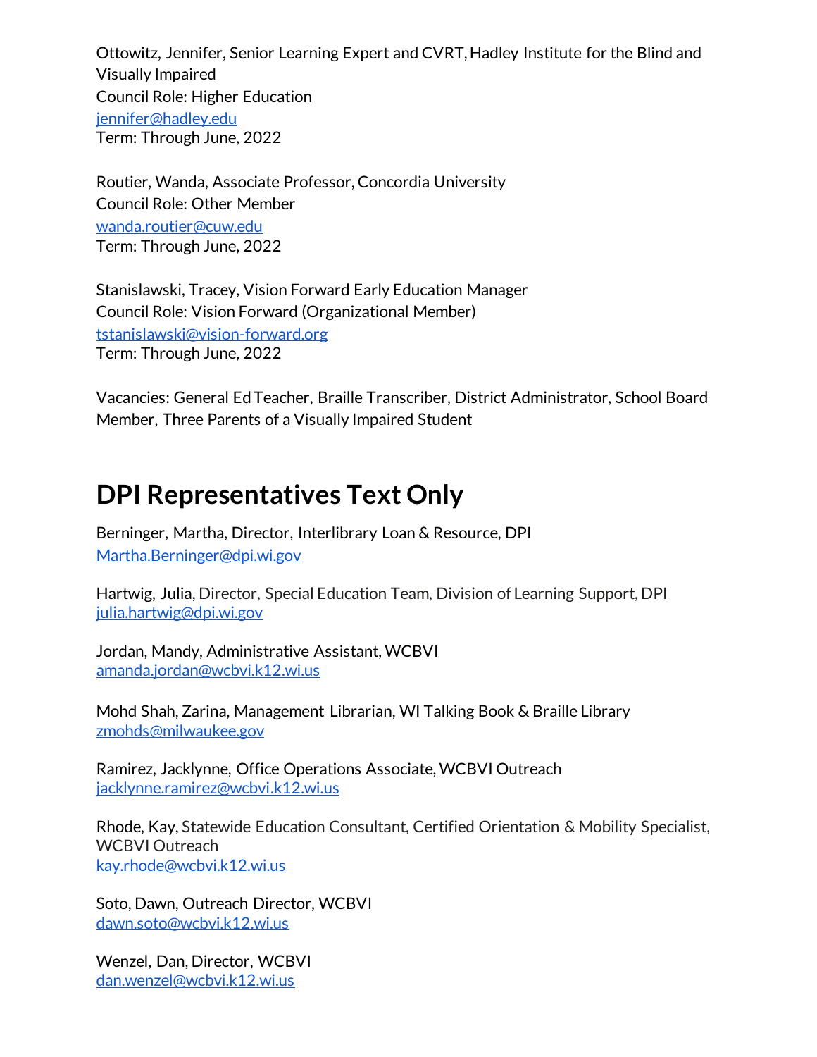Ottowitz, Jennifer, Senior Learning Expert and CVRT, Hadley Institute for the Blind and Visually Impaired
Council Role: Higher Education
jennifer@hadley.edu
Term: Through June, 2022

Routier, Wanda, Associate Professor, Concordia University
Council Role: Other Member
wanda.routier@cuw.edu
Term: Through June, 2022

Stanislawski, Tracey, Vision Forward Early Education Manager
Council Role: Vision Forward (Organizational Member)
tstanislawski@vision-forward.org
Term: Through June, 2022

Vacancies: General Ed Teacher, Braille Transcriber, District Administrator, School Board Member, Three Parents of a Visually Impaired Student

# DPI Representatives Text Only

Berninger, Martha, Director, Interlibrary Loan & Resource, DPI
Martha.Berninger@dpi.wi.gov

Hartwig, Julia, Director, Special Education Team, Division of Learning Support, DPI
julia.hartwig@dpi.wi.gov

Jordan, Mandy, Administrative Assistant, WCBVI
amanda.jordan@wcbvi.k12.wi.us

Mohd Shah, Zarina, Management Librarian, WI Talking Book & Braille Library
zmohds@milwaukee.gov

Ramirez, Jacklynne, Office Operations Associate, WCBVI Outreach
jacklynne.ramirez@wcbvi.k12.wi.us

Rhode, Kay, Statewide Education Consultant, Certified Orientation & Mobility Specialist, WCBVI Outreach
kay.rhode@wcbvi.k12.wi.us

Soto, Dawn, Outreach Director, WCBVI
dawn.soto@wcbvi.k12.wi.us

Wenzel, Dan, Director, WCBVI
dan.wenzel@wcbvi.k12.wi.us